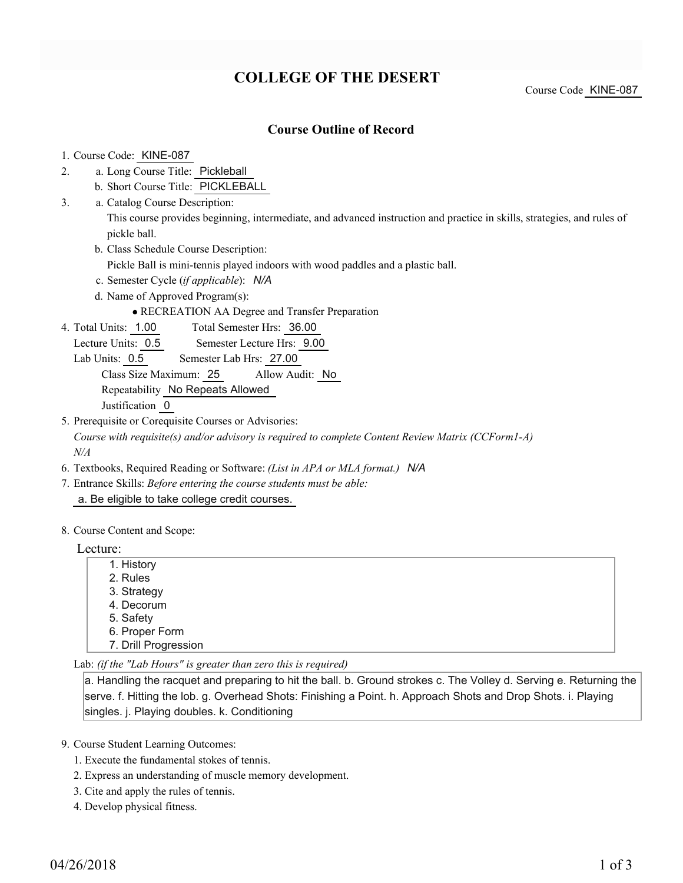# COLLEGE OF THE DESERT

Course Code KINE-087

## Course Outline of Record

1. Course Code: KINE-087
2. a. Long Course Title: Pickleball
   b. Short Course Title: PICKLEBALL
3. a. Catalog Course Description:
   This course provides beginning, intermediate, and advanced instruction and practice in skills, strategies, and rules of pickle ball.
   b. Class Schedule Course Description:
   Pickle Ball is mini-tennis played indoors with wood paddles and a plastic ball.
   c. Semester Cycle (*if applicable*): *N/A*
   d. Name of Approved Program(s):
      - RECREATION AA Degree and Transfer Preparation
4. Total Units: 1.00 Total Semester Hrs: 36.00
   Lecture Units: 0.5 Semester Lecture Hrs: 9.00
   Lab Units: 0.5 Semester Lab Hrs: 27.00
   Class Size Maximum: 25 Allow Audit: No
   Repeatability No Repeats Allowed
   Justification 0
5. Prerequisite or Corequisite Courses or Advisories:
   *Course with requisite(s) and/or advisory is required to complete Content Review Matrix (CCForm1-A)*
   *N/A*
6. Textbooks, Required Reading or Software: *(List in APA or MLA format.)* *N/A*
7. Entrance Skills: *Before entering the course students must be able:*
   a. Be eligible to take college credit courses.
8. Course Content and Scope:

Lecture:

1. History
2. Rules
3. Strategy
4. Decorum
5. Safety
6. Proper Form
7. Drill Progression

Lab: *(if the "Lab Hours" is greater than zero this is required)*

a. Handling the racquet and preparing to hit the ball. b. Ground strokes c. The Volley d. Serving e. Returning the serve. f. Hitting the lob. g. Overhead Shots: Finishing a Point. h. Approach Shots and Drop Shots. i. Playing singles. j. Playing doubles. k. Conditioning

9. Course Student Learning Outcomes:
   1. Execute the fundamental stokes of tennis.
   2. Express an understanding of muscle memory development.
   3. Cite and apply the rules of tennis.
   4. Develop physical fitness.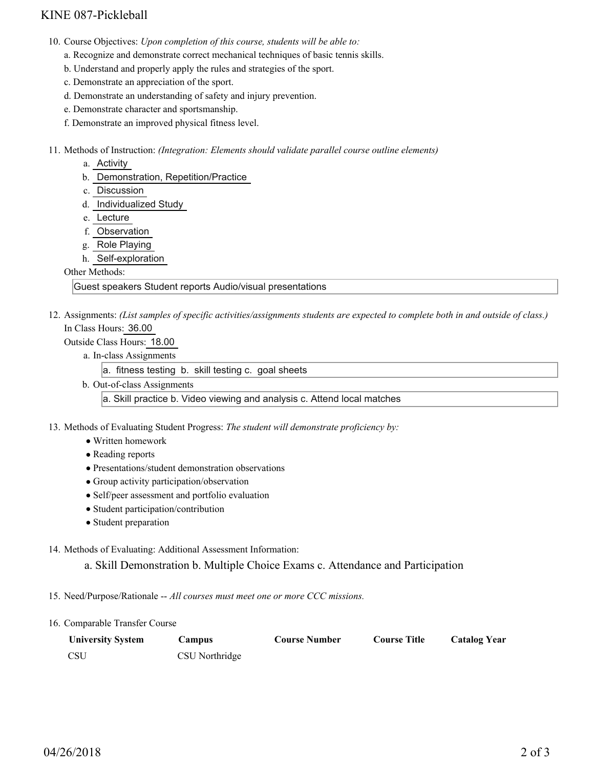10. Course Objectives: *Upon completion of this course, students will be able to:*
    a. Recognize and demonstrate correct mechanical techniques of basic tennis skills.
    b. Understand and properly apply the rules and strategies of the sport.
    c. Demonstrate an appreciation of the sport.
    d. Demonstrate an understanding of safety and injury prevention.
    e. Demonstrate character and sportsmanship.
    f. Demonstrate an improved physical fitness level.

11. Methods of Instruction: *(Integration: Elements should validate parallel course outline elements)*
    a. Activity
    b. Demonstration, Repetition/Practice
    c. Discussion
    d. Individualized Study
    e. Lecture
    f. Observation
    g. Role Playing
    h. Self-exploration

    Other Methods:

    Guest speakers Student reports Audio/visual presentations

12. Assignments: *(List samples of specific activities/assignments students are expected to complete both in and outside of class.)*

    In Class Hours: 36.00

    Outside Class Hours: 18.00

    a. In-class Assignments

       a. fitness testing b. skill testing c. goal sheets

    b. Out-of-class Assignments

       a. Skill practice b. Video viewing and analysis c. Attend local matches

13. Methods of Evaluating Student Progress: *The student will demonstrate proficiency by:*
    - Written homework
    - Reading reports
    - Presentations/student demonstration observations
    - Group activity participation/observation
    - Self/peer assessment and portfolio evaluation
    - Student participation/contribution
    - Student preparation

14. Methods of Evaluating: Additional Assessment Information:

    a. Skill Demonstration b. Multiple Choice Exams c. Attendance and Participation

15. Need/Purpose/Rationale -- *All courses must meet one or more CCC missions.*

16. Comparable Transfer Course

| University System | Campus | Course Number | Course Title | Catalog Year |
|---|---|---|---|---|
| CSU | CSU Northridge | | | |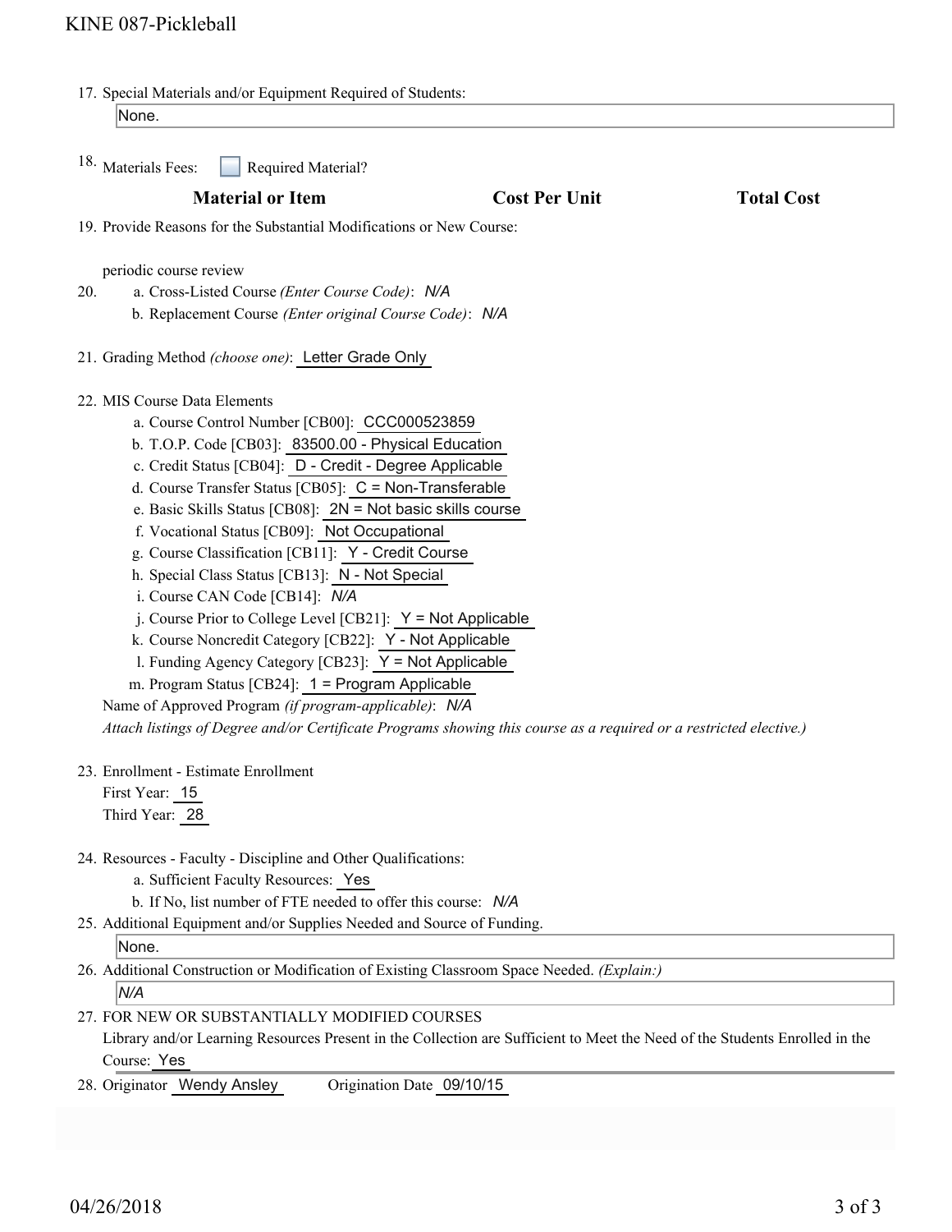17. Special Materials and/or Equipment Required of Students:

    None.

18. Materials Fees: ☐ Required Material?

| Material or Item | Cost Per Unit | Total Cost |
| --- | --- | --- |

19. Provide Reasons for the Substantial Modifications or New Course:

    periodic course review

20. a. Cross-Listed Course *(Enter Course Code)*: *N/A*

    b. Replacement Course *(Enter original Course Code)*: *N/A*

21. Grading Method *(choose one)*: Letter Grade Only

22. MIS Course Data Elements

    a. Course Control Number [CB00]: CCC000523859

    b. T.O.P. Code [CB03]: 83500.00 - Physical Education

    c. Credit Status [CB04]: D - Credit - Degree Applicable

    d. Course Transfer Status [CB05]: C = Non-Transferable

    e. Basic Skills Status [CB08]: 2N = Not basic skills course

    f. Vocational Status [CB09]: Not Occupational

    g. Course Classification [CB11]: Y - Credit Course

    h. Special Class Status [CB13]: N - Not Special

    i. Course CAN Code [CB14]: *N/A*

    j. Course Prior to College Level [CB21]: Y = Not Applicable

    k. Course Noncredit Category [CB22]: Y - Not Applicable

    l. Funding Agency Category [CB23]: Y = Not Applicable

    m. Program Status [CB24]: 1 = Program Applicable

    Name of Approved Program *(if program-applicable)*: *N/A*

    *Attach listings of Degree and/or Certificate Programs showing this course as a required or a restricted elective.)*

23. Enrollment - Estimate Enrollment

    First Year: 15

    Third Year: 28

24. Resources - Faculty - Discipline and Other Qualifications:

    a. Sufficient Faculty Resources: Yes

    b. If No, list number of FTE needed to offer this course: *N/A*

25. Additional Equipment and/or Supplies Needed and Source of Funding.

    None.

26. Additional Construction or Modification of Existing Classroom Space Needed. *(Explain:)*

    *N/A*

27. FOR NEW OR SUBSTANTIALLY MODIFIED COURSES

    Library and/or Learning Resources Present in the Collection are Sufficient to Meet the Need of the Students Enrolled in the Course: Yes

28. Originator Wendy Ansley Origination Date 09/10/15